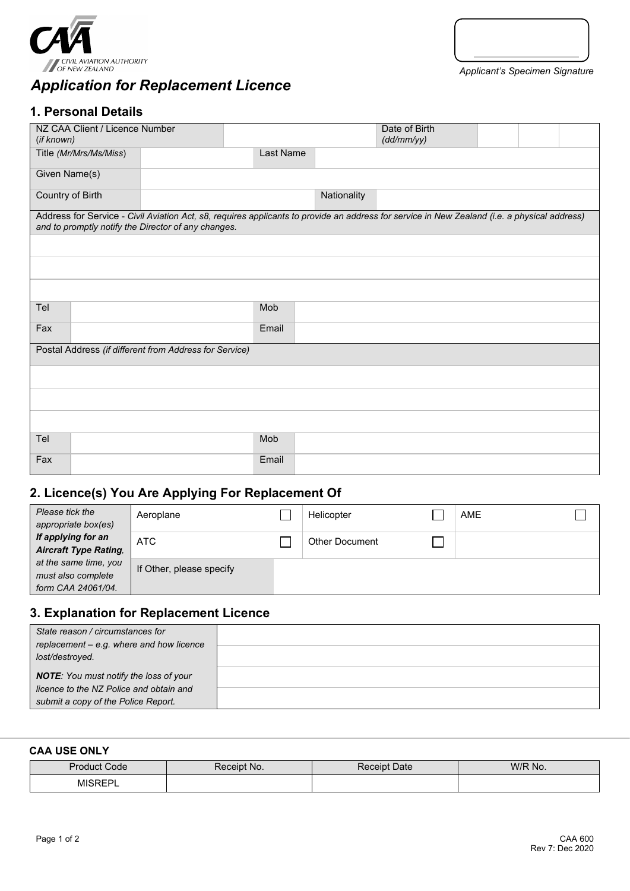CIVIL AVIATION AUTHORITY OF NEW ZEALAND

Applicant's Specimen Signature

# *Application for Replacement Licence*

## 1. Personal Details

| NZ CAA Client / Licence Number *(if known)* | | | | Date of Birth *(dd/mm/yy)* | | | |
|---|---|---|---|---|---|---|---|
| Title *(Mr/Mrs/Ms/Miss)* | | Last Name | | | | | |
| Given Name(s) | | | | | | | |
| Country of Birth | | Nationality | | | | | |

Address for Service - *Civil Aviation Act, s8, requires applicants to provide an address for service in New Zealand (i.e. a physical address) and to promptly notify the Director of any changes.*

| | | | |
|---|---|---|---|
| | | | |
| | | | |
| | | | |
| Tel | | Mob | |
| Fax | | Email | |

Postal Address *(if different from Address for Service)*

| | | | |
|---|---|---|---|
| | | | |
| | | | |
| | | | |
| Tel | | Mob | |
| Fax | | Email | |

## 2. Licence(s) You Are Applying For Replacement Of

| *Please tick the appropriate box(es)* ***If applying for an Aircraft Type Rating****, at the same time, you must also complete form CAA 24061/04.* | | | | | | |
|---|---|---|---|---|---|---|
| | Aeroplane | ☐ | Helicopter | ☐ | AME | ☐ |
| | ATC | ☐ | Other Document | ☐ | | |
| | If Other, please specify | | | | | |

## 3. Explanation for Replacement Licence

| | |
|---|---|
| *State reason / circumstances for replacement – e.g. where and how licence lost/destroyed.* | |
| ***NOTE****: You must notify the loss of your licence to the NZ Police and obtain and submit a copy of the Police Report.* | |

**CAA USE ONLY**

| Product Code | Receipt No. | Receipt Date | W/R No. |
|---|---|---|---|
| MISREPL | | | |

CAA 600
Rev 7: Dec 2020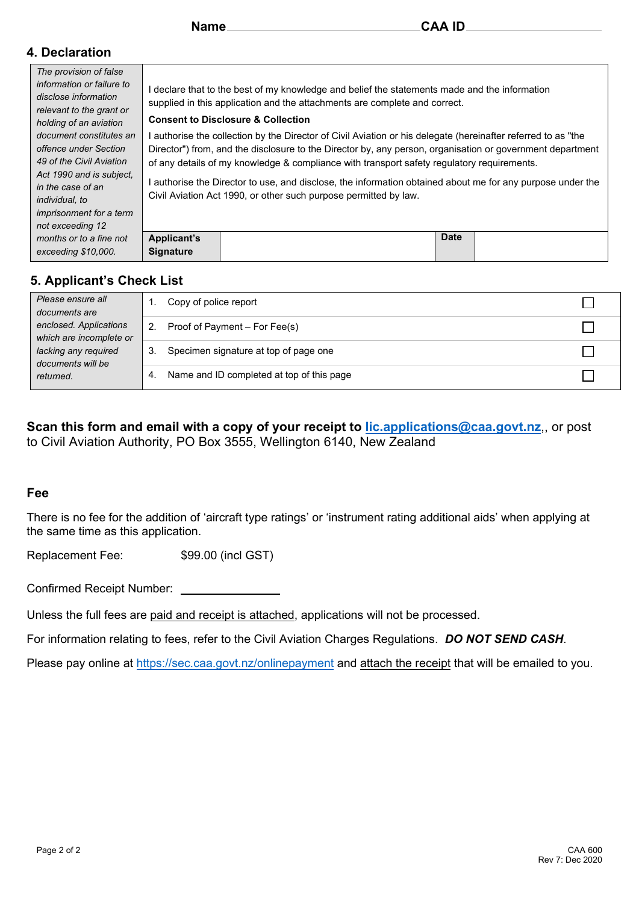**Name** ______________________ **CAA ID** ______________________

## 4. Declaration

| | | | | |
|---|---|---|---|---|
| *The provision of false information or failure to disclose information relevant to the grant or holding of an aviation document constitutes an offence under Section 49 of the Civil Aviation Act 1990 and is subject, in the case of an individual, to imprisonment for a term not exceeding 12 months or to a fine not exceeding $10,000.* | I declare that to the best of my knowledge and belief the statements made and the information supplied in this application and the attachments are complete and correct.<br>**Consent to Disclosure & Collection**<br>I authorise the collection by the Director of Civil Aviation or his delegate (hereinafter referred to as "the Director") from, and the disclosure to the Director by, any person, organisation or government department of any details of my knowledge & compliance with transport safety regulatory requirements.<br>I authorise the Director to use, and disclose, the information obtained about me for any purpose under the Civil Aviation Act 1990, or other such purpose permitted by law. | | | |
| | **Applicant's Signature** | | **Date** | |

## 5. Applicant's Check List

| | | |
|---|---|---|
| *Please ensure all documents are enclosed. Applications which are incomplete or lacking any required documents will be returned.* | 1. Copy of police report | ☐ |
| | 2. Proof of Payment – For Fee(s) | ☐ |
| | 3. Specimen signature at top of page one | ☐ |
| | 4. Name and ID completed at top of this page | ☐ |

**Scan this form and email with a copy of your receipt to lic.applications@caa.govt.nz**,, or post to Civil Aviation Authority, PO Box 3555, Wellington 6140, New Zealand

### Fee

There is no fee for the addition of 'aircraft type ratings' or 'instrument rating additional aids' when applying at the same time as this application.

Replacement Fee: $99.00 (incl GST)

Confirmed Receipt Number: ______________

Unless the full fees are paid and receipt is attached, applications will not be processed.

For information relating to fees, refer to the Civil Aviation Charges Regulations. ***DO NOT SEND CASH***.

Please pay online at https://sec.caa.govt.nz/onlinepayment and attach the receipt that will be emailed to you.

CAA 600
Rev 7: Dec 2020